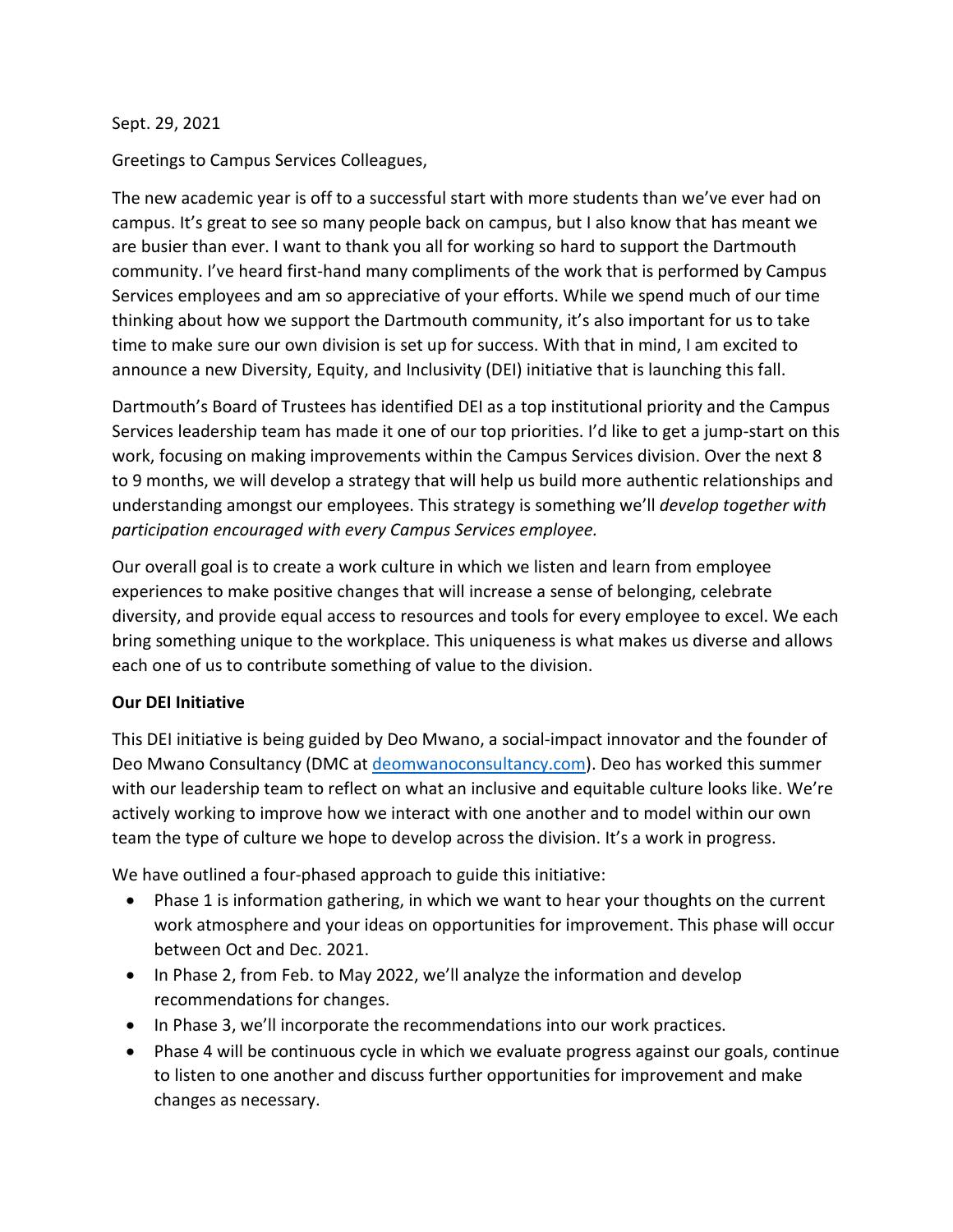Sept. 29, 2021

Greetings to Campus Services Colleagues,

The new academic year is off to a successful start with more students than we've ever had on campus. It's great to see so many people back on campus, but I also know that has meant we are busier than ever. I want to thank you all for working so hard to support the Dartmouth community. I've heard first-hand many compliments of the work that is performed by Campus Services employees and am so appreciative of your efforts. While we spend much of our time thinking about how we support the Dartmouth community, it's also important for us to take time to make sure our own division is set up for success. With that in mind, I am excited to announce a new Diversity, Equity, and Inclusivity (DEI) initiative that is launching this fall.

Dartmouth's Board of Trustees has identified DEI as a top institutional priority and the Campus Services leadership team has made it one of our top priorities. I'd like to get a jump-start on this work, focusing on making improvements within the Campus Services division. Over the next 8 to 9 months, we will develop a strategy that will help us build more authentic relationships and understanding amongst our employees. This strategy is something we'll *develop together with participation encouraged with every Campus Services employee.*

Our overall goal is to create a work culture in which we listen and learn from employee experiences to make positive changes that will increase a sense of belonging, celebrate diversity, and provide equal access to resources and tools for every employee to excel. We each bring something unique to the workplace. This uniqueness is what makes us diverse and allows each one of us to contribute something of value to the division.

**Our DEI Initiative**

This DEI initiative is being guided by Deo Mwano, a social-impact innovator and the founder of Deo Mwano Consultancy (DMC at [deomwanoconsultancy.com](deomwanoconsultancy.com)). Deo has worked this summer with our leadership team to reflect on what an inclusive and equitable culture looks like. We're actively working to improve how we interact with one another and to model within our own team the type of culture we hope to develop across the division. It's a work in progress.

We have outlined a four-phased approach to guide this initiative:

- Phase 1 is information gathering, in which we want to hear your thoughts on the current work atmosphere and your ideas on opportunities for improvement. This phase will occur between Oct and Dec. 2021.
- In Phase 2, from Feb. to May 2022, we'll analyze the information and develop recommendations for changes.
- In Phase 3, we'll incorporate the recommendations into our work practices.
- Phase 4 will be continuous cycle in which we evaluate progress against our goals, continue to listen to one another and discuss further opportunities for improvement and make changes as necessary.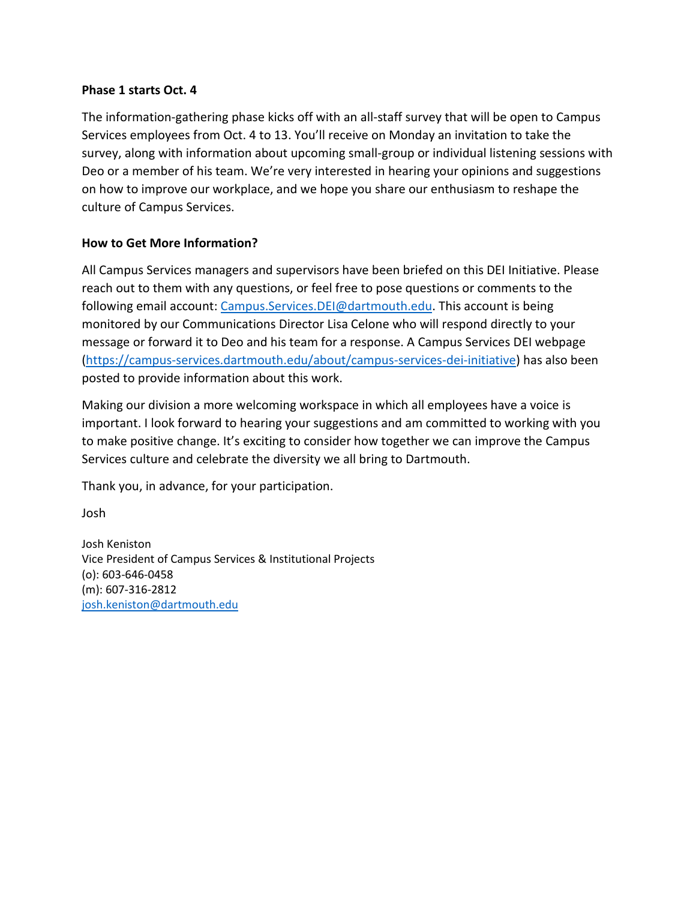**Phase 1 starts Oct. 4**

The information-gathering phase kicks off with an all-staff survey that will be open to Campus Services employees from Oct. 4 to 13. You'll receive on Monday an invitation to take the survey, along with information about upcoming small-group or individual listening sessions with Deo or a member of his team. We're very interested in hearing your opinions and suggestions on how to improve our workplace, and we hope you share our enthusiasm to reshape the culture of Campus Services.

**How to Get More Information?**

All Campus Services managers and supervisors have been briefed on this DEI Initiative. Please reach out to them with any questions, or feel free to pose questions or comments to the following email account: [Campus.Services.DEI@dartmouth.edu](mailto:Campus.Services.DEI@dartmouth.edu). This account is being monitored by our Communications Director Lisa Celone who will respond directly to your message or forward it to Deo and his team for a response. A Campus Services DEI webpage ([https://campus-services.dartmouth.edu/about/campus-services-dei-initiative](https://campus-services.dartmouth.edu/about/campus-services-dei-initiative)) has also been posted to provide information about this work.

Making our division a more welcoming workspace in which all employees have a voice is important. I look forward to hearing your suggestions and am committed to working with you to make positive change. It's exciting to consider how together we can improve the Campus Services culture and celebrate the diversity we all bring to Dartmouth.

Thank you, in advance, for your participation.

Josh

Josh Keniston
Vice President of Campus Services & Institutional Projects
(o): 603-646-0458
(m): 607-316-2812
[josh.keniston@dartmouth.edu](mailto:josh.keniston@dartmouth.edu)